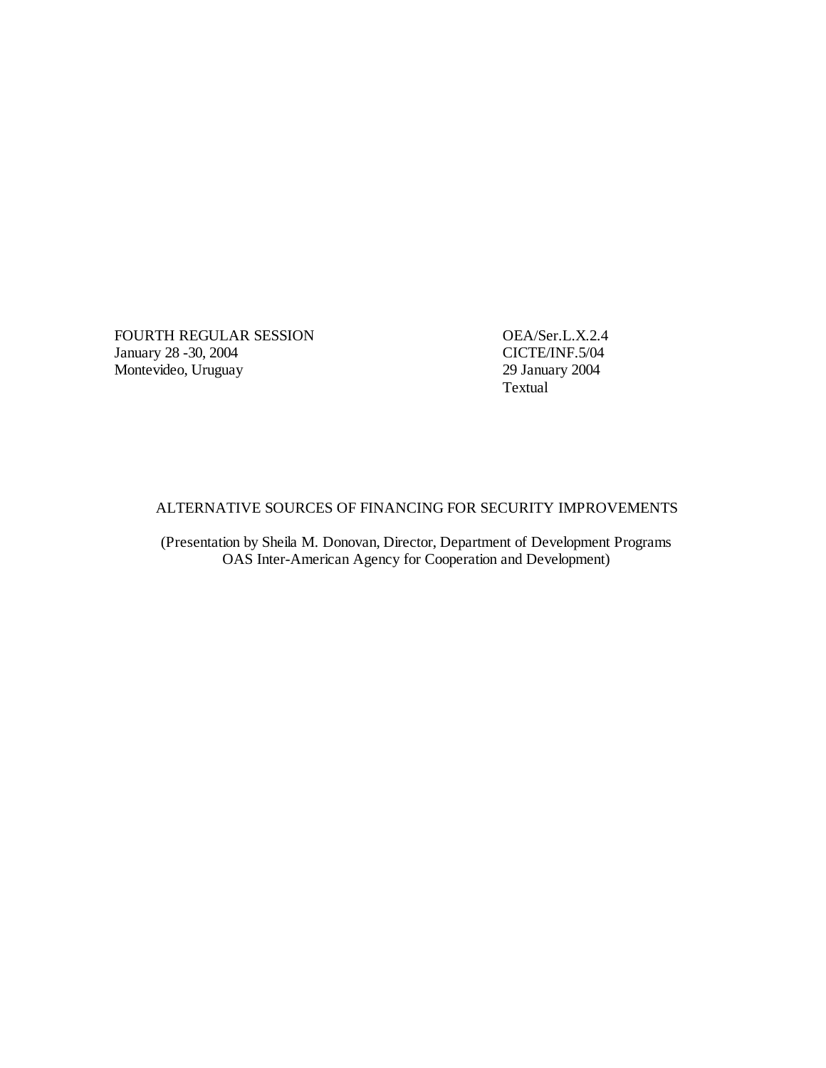FOURTH REGULAR SESSION
January 28 -30, 2004
Montevideo, Uruguay

OEA/Ser.L.X.2.4
CICTE/INF.5/04
29 January 2004
Textual

# ALTERNATIVE SOURCES OF FINANCING FOR SECURITY IMPROVEMENTS

(Presentation by Sheila M. Donovan, Director, Department of Development Programs
OAS Inter-American Agency for Cooperation and Development)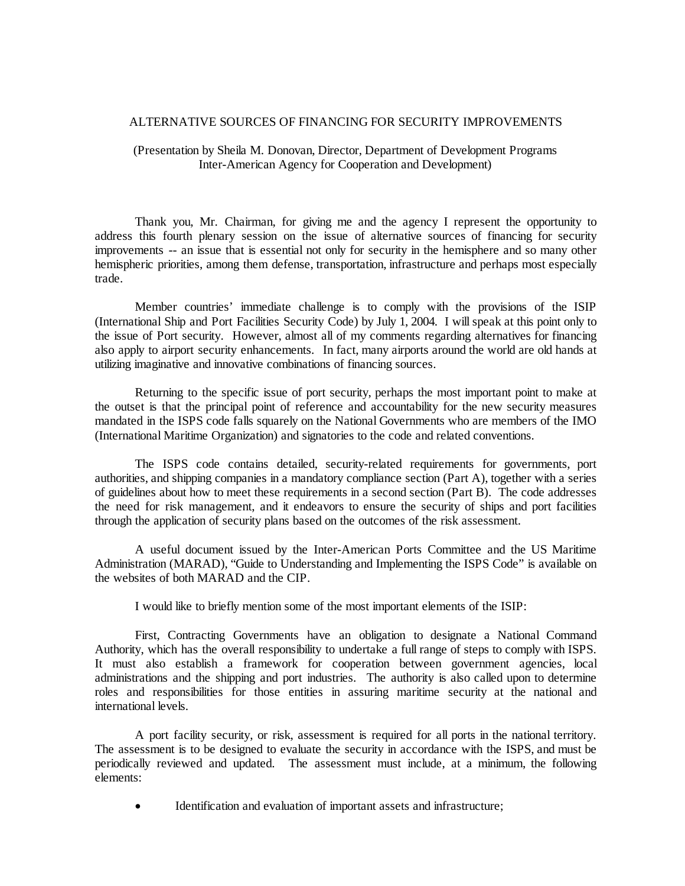ALTERNATIVE SOURCES OF FINANCING FOR SECURITY IMPROVEMENTS

(Presentation by Sheila M. Donovan, Director, Department of Development Programs Inter-American Agency for Cooperation and Development)

Thank you, Mr. Chairman, for giving me and the agency I represent the opportunity to address this fourth plenary session on the issue of alternative sources of financing for security improvements -- an issue that is essential not only for security in the hemisphere and so many other hemispheric priorities, among them defense, transportation, infrastructure and perhaps most especially trade.

Member countries' immediate challenge is to comply with the provisions of the ISIP (International Ship and Port Facilities Security Code) by July 1, 2004. I will speak at this point only to the issue of Port security. However, almost all of my comments regarding alternatives for financing also apply to airport security enhancements. In fact, many airports around the world are old hands at utilizing imaginative and innovative combinations of financing sources.

Returning to the specific issue of port security, perhaps the most important point to make at the outset is that the principal point of reference and accountability for the new security measures mandated in the ISPS code falls squarely on the National Governments who are members of the IMO (International Maritime Organization) and signatories to the code and related conventions.

The ISPS code contains detailed, security-related requirements for governments, port authorities, and shipping companies in a mandatory compliance section (Part A), together with a series of guidelines about how to meet these requirements in a second section (Part B). The code addresses the need for risk management, and it endeavors to ensure the security of ships and port facilities through the application of security plans based on the outcomes of the risk assessment.

A useful document issued by the Inter-American Ports Committee and the US Maritime Administration (MARAD), "Guide to Understanding and Implementing the ISPS Code" is available on the websites of both MARAD and the CIP.

I would like to briefly mention some of the most important elements of the ISIP:

First, Contracting Governments have an obligation to designate a National Command Authority, which has the overall responsibility to undertake a full range of steps to comply with ISPS. It must also establish a framework for cooperation between government agencies, local administrations and the shipping and port industries. The authority is also called upon to determine roles and responsibilities for those entities in assuring maritime security at the national and international levels.

A port facility security, or risk, assessment is required for all ports in the national territory. The assessment is to be designed to evaluate the security in accordance with the ISPS, and must be periodically reviewed and updated. The assessment must include, at a minimum, the following elements:

- Identification and evaluation of important assets and infrastructure;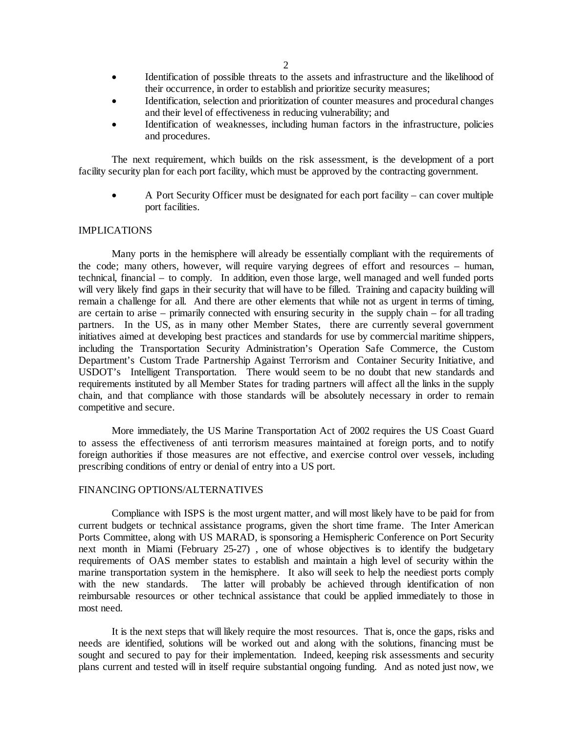- Identification of possible threats to the assets and infrastructure and the likelihood of their occurrence, in order to establish and prioritize security measures;
- Identification, selection and prioritization of counter measures and procedural changes and their level of effectiveness in reducing vulnerability; and
- Identification of weaknesses, including human factors in the infrastructure, policies and procedures.

The next requirement, which builds on the risk assessment, is the development of a port facility security plan for each port facility, which must be approved by the contracting government.

- A Port Security Officer must be designated for each port facility – can cover multiple port facilities.

## IMPLICATIONS

Many ports in the hemisphere will already be essentially compliant with the requirements of the code; many others, however, will require varying degrees of effort and resources – human, technical, financial – to comply. In addition, even those large, well managed and well funded ports will very likely find gaps in their security that will have to be filled. Training and capacity building will remain a challenge for all. And there are other elements that while not as urgent in terms of timing, are certain to arise – primarily connected with ensuring security in the supply chain – for all trading partners. In the US, as in many other Member States, there are currently several government initiatives aimed at developing best practices and standards for use by commercial maritime shippers, including the Transportation Security Administration's Operation Safe Commerce, the Custom Department's Custom Trade Partnership Against Terrorism and Container Security Initiative, and USDOT's Intelligent Transportation. There would seem to be no doubt that new standards and requirements instituted by all Member States for trading partners will affect all the links in the supply chain, and that compliance with those standards will be absolutely necessary in order to remain competitive and secure.

More immediately, the US Marine Transportation Act of 2002 requires the US Coast Guard to assess the effectiveness of anti terrorism measures maintained at foreign ports, and to notify foreign authorities if those measures are not effective, and exercise control over vessels, including prescribing conditions of entry or denial of entry into a US port.

## FINANCING OPTIONS/ALTERNATIVES

Compliance with ISPS is the most urgent matter, and will most likely have to be paid for from current budgets or technical assistance programs, given the short time frame. The Inter American Ports Committee, along with US MARAD, is sponsoring a Hemispheric Conference on Port Security next month in Miami (February 25-27) , one of whose objectives is to identify the budgetary requirements of OAS member states to establish and maintain a high level of security within the marine transportation system in the hemisphere. It also will seek to help the neediest ports comply with the new standards. The latter will probably be achieved through identification of non reimbursable resources or other technical assistance that could be applied immediately to those in most need.

It is the next steps that will likely require the most resources. That is, once the gaps, risks and needs are identified, solutions will be worked out and along with the solutions, financing must be sought and secured to pay for their implementation. Indeed, keeping risk assessments and security plans current and tested will in itself require substantial ongoing funding. And as noted just now, we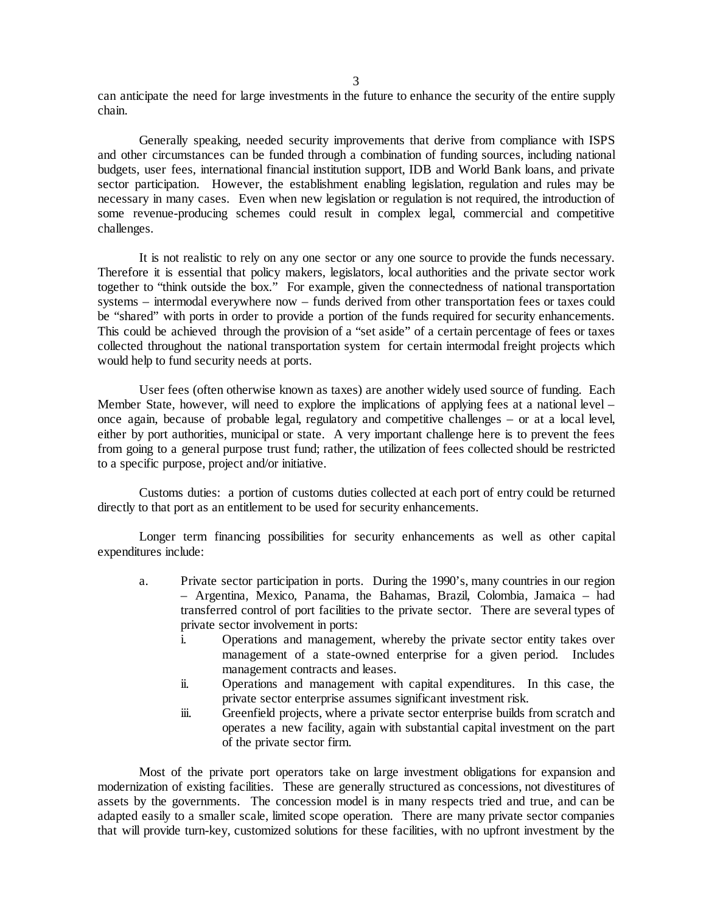can anticipate the need for large investments in the future to enhance the security of the entire supply chain.

Generally speaking, needed security improvements that derive from compliance with ISPS and other circumstances can be funded through a combination of funding sources, including national budgets, user fees, international financial institution support, IDB and World Bank loans, and private sector participation. However, the establishment enabling legislation, regulation and rules may be necessary in many cases. Even when new legislation or regulation is not required, the introduction of some revenue-producing schemes could result in complex legal, commercial and competitive challenges.

It is not realistic to rely on any one sector or any one source to provide the funds necessary. Therefore it is essential that policy makers, legislators, local authorities and the private sector work together to "think outside the box." For example, given the connectedness of national transportation systems – intermodal everywhere now – funds derived from other transportation fees or taxes could be "shared" with ports in order to provide a portion of the funds required for security enhancements. This could be achieved through the provision of a "set aside" of a certain percentage of fees or taxes collected throughout the national transportation system for certain intermodal freight projects which would help to fund security needs at ports.

User fees (often otherwise known as taxes) are another widely used source of funding. Each Member State, however, will need to explore the implications of applying fees at a national level – once again, because of probable legal, regulatory and competitive challenges – or at a local level, either by port authorities, municipal or state. A very important challenge here is to prevent the fees from going to a general purpose trust fund; rather, the utilization of fees collected should be restricted to a specific purpose, project and/or initiative.

Customs duties: a portion of customs duties collected at each port of entry could be returned directly to that port as an entitlement to be used for security enhancements.

Longer term financing possibilities for security enhancements as well as other capital expenditures include:

a. Private sector participation in ports. During the 1990's, many countries in our region – Argentina, Mexico, Panama, the Bahamas, Brazil, Colombia, Jamaica – had transferred control of port facilities to the private sector. There are several types of private sector involvement in ports:
   i. Operations and management, whereby the private sector entity takes over management of a state-owned enterprise for a given period. Includes management contracts and leases.
   ii. Operations and management with capital expenditures. In this case, the private sector enterprise assumes significant investment risk.
   iii. Greenfield projects, where a private sector enterprise builds from scratch and operates a new facility, again with substantial capital investment on the part of the private sector firm.

Most of the private port operators take on large investment obligations for expansion and modernization of existing facilities. These are generally structured as concessions, not divestitures of assets by the governments. The concession model is in many respects tried and true, and can be adapted easily to a smaller scale, limited scope operation. There are many private sector companies that will provide turn-key, customized solutions for these facilities, with no upfront investment by the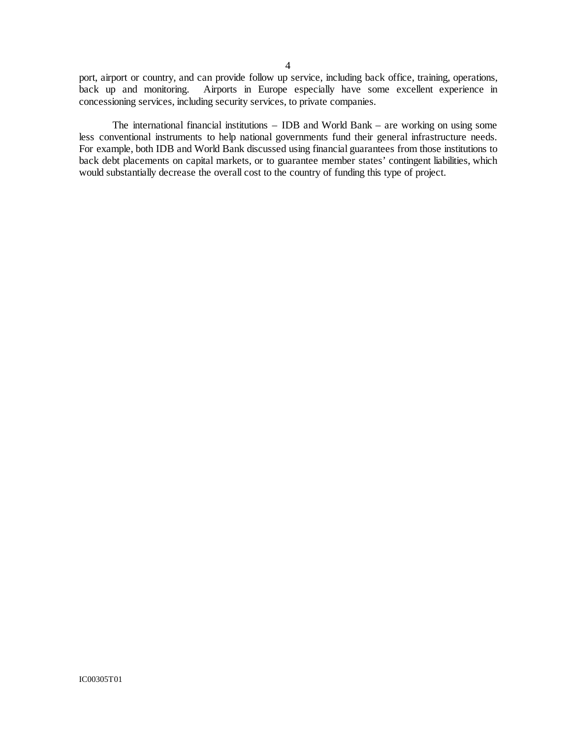port, airport or country, and can provide follow up service, including back office, training, operations, back up and monitoring. Airports in Europe especially have some excellent experience in concessioning services, including security services, to private companies.

The international financial institutions – IDB and World Bank – are working on using some less conventional instruments to help national governments fund their general infrastructure needs. For example, both IDB and World Bank discussed using financial guarantees from those institutions to back debt placements on capital markets, or to guarantee member states' contingent liabilities, which would substantially decrease the overall cost to the country of funding this type of project.